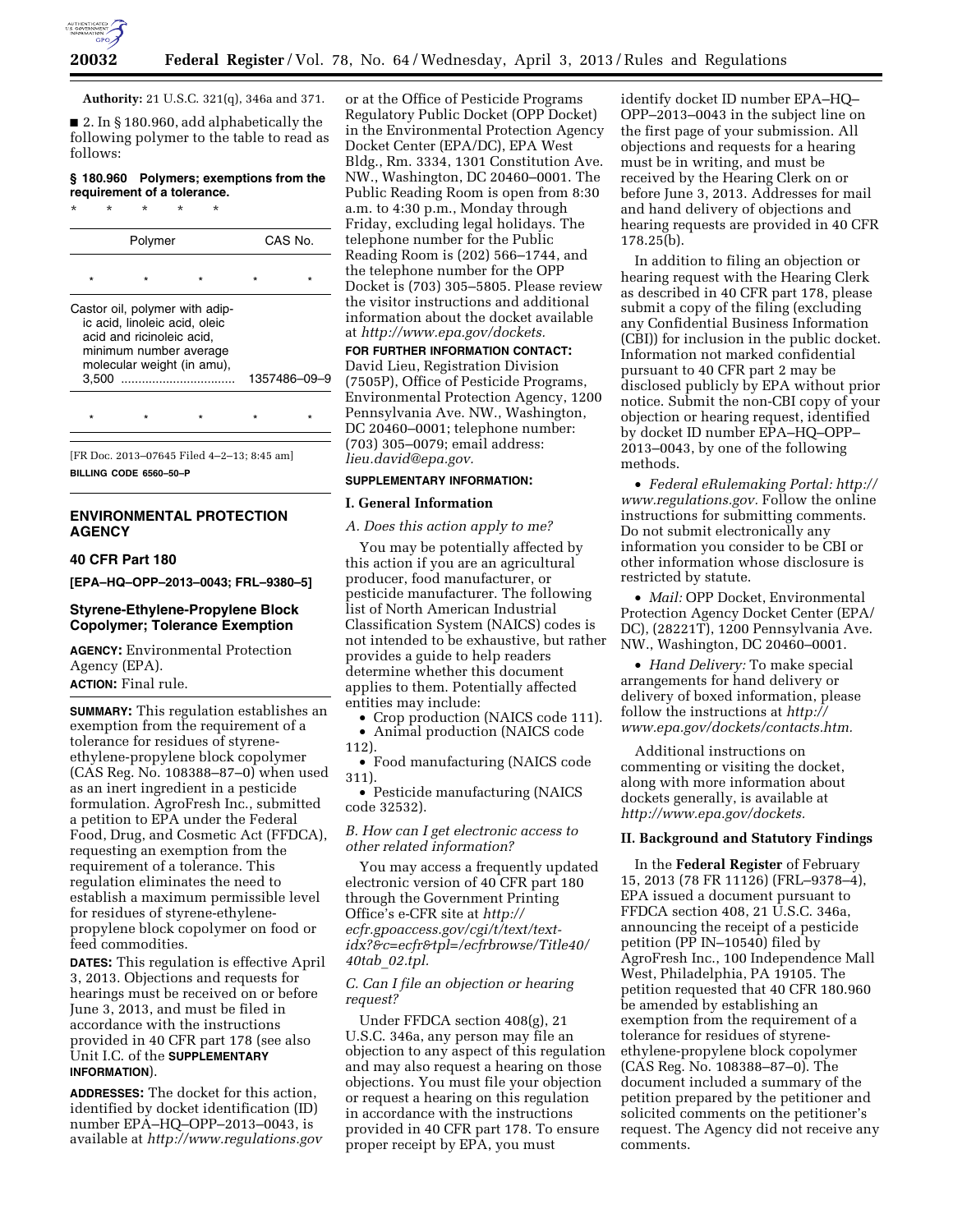**Authority:** 21 U.S.C. 321(q), 346a and 371.

■ 2. In § 180.960, add alphabetically the following polymer to the table to read as follows:

**§ 180.960 Polymers; exemptions from the requirement of a tolerance.**

* * * * *

| Polymer | CAS No. |
| --- | --- |
| * * * | * * |
| Castor oil, polymer with adipic acid, linoleic acid, oleic acid and ricinoleic acid, minimum number average molecular weight (in amu), 3,500 | 1357486–09–9 |
| * * * | * * |

[FR Doc. 2013–07645 Filed 4–2–13; 8:45 am]

**BILLING CODE 6560–50–P**

## ENVIRONMENTAL PROTECTION AGENCY

### 40 CFR Part 180

**[EPA–HQ–OPP–2013–0043; FRL–9380–5]**

### Styrene-Ethylene-Propylene Block Copolymer; Tolerance Exemption

**AGENCY:** Environmental Protection Agency (EPA).

**ACTION:** Final rule.

**SUMMARY:** This regulation establishes an exemption from the requirement of a tolerance for residues of styrene-ethylene-propylene block copolymer (CAS Reg. No. 108388–87–0) when used as an inert ingredient in a pesticide formulation. AgroFresh Inc., submitted a petition to EPA under the Federal Food, Drug, and Cosmetic Act (FFDCA), requesting an exemption from the requirement of a tolerance. This regulation eliminates the need to establish a maximum permissible level for residues of styrene-ethylene-propylene block copolymer on food or feed commodities.

**DATES:** This regulation is effective April 3, 2013. Objections and requests for hearings must be received on or before June 3, 2013, and must be filed in accordance with the instructions provided in 40 CFR part 178 (see also Unit I.C. of the **SUPPLEMENTARY INFORMATION**).

**ADDRESSES:** The docket for this action, identified by docket identification (ID) number EPA–HQ–OPP–2013–0043, is available at *http://www.regulations.gov* or at the Office of Pesticide Programs Regulatory Public Docket (OPP Docket) in the Environmental Protection Agency Docket Center (EPA/DC), EPA West Bldg., Rm. 3334, 1301 Constitution Ave. NW., Washington, DC 20460–0001. The Public Reading Room is open from 8:30 a.m. to 4:30 p.m., Monday through Friday, excluding legal holidays. The telephone number for the Public Reading Room is (202) 566–1744, and the telephone number for the OPP Docket is (703) 305–5805. Please review the visitor instructions and additional information about the docket available at *http://www.epa.gov/dockets.*

**FOR FURTHER INFORMATION CONTACT:** David Lieu, Registration Division (7505P), Office of Pesticide Programs, Environmental Protection Agency, 1200 Pennsylvania Ave. NW., Washington, DC 20460–0001; telephone number: (703) 305–0079; email address: *lieu.david@epa.gov.*

**SUPPLEMENTARY INFORMATION:**

### I. General Information

*A. Does this action apply to me?*

You may be potentially affected by this action if you are an agricultural producer, food manufacturer, or pesticide manufacturer. The following list of North American Industrial Classification System (NAICS) codes is not intended to be exhaustive, but rather provides a guide to help readers determine whether this document applies to them. Potentially affected entities may include:

- Crop production (NAICS code 111).
- Animal production (NAICS code 112).
- Food manufacturing (NAICS code 311).
- Pesticide manufacturing (NAICS code 32532).

*B. How can I get electronic access to other related information?*

You may access a frequently updated electronic version of 40 CFR part 180 through the Government Printing Office's e-CFR site at *http://ecfr.gpoaccess.gov/cgi/t/text/text-idx?&c=ecfr&tpl=/ecfrbrowse/Title40/40tab_02.tpl.*

*C. Can I file an objection or hearing request?*

Under FFDCA section 408(g), 21 U.S.C. 346a, any person may file an objection to any aspect of this regulation and may also request a hearing on those objections. You must file your objection or request a hearing on this regulation in accordance with the instructions provided in 40 CFR part 178. To ensure proper receipt by EPA, you must identify docket ID number EPA–HQ–OPP–2013–0043 in the subject line on the first page of your submission. All objections and requests for a hearing must be in writing, and must be received by the Hearing Clerk on or before June 3, 2013. Addresses for mail and hand delivery of objections and hearing requests are provided in 40 CFR 178.25(b).

In addition to filing an objection or hearing request with the Hearing Clerk as described in 40 CFR part 178, please submit a copy of the filing (excluding any Confidential Business Information (CBI)) for inclusion in the public docket. Information not marked confidential pursuant to 40 CFR part 2 may be disclosed publicly by EPA without prior notice. Submit the non-CBI copy of your objection or hearing request, identified by docket ID number EPA–HQ–OPP–2013–0043, by one of the following methods.

- *Federal eRulemaking Portal: http://www.regulations.gov.* Follow the online instructions for submitting comments. Do not submit electronically any information you consider to be CBI or other information whose disclosure is restricted by statute.
- *Mail:* OPP Docket, Environmental Protection Agency Docket Center (EPA/DC), (28221T), 1200 Pennsylvania Ave. NW., Washington, DC 20460–0001.
- *Hand Delivery:* To make special arrangements for hand delivery or delivery of boxed information, please follow the instructions at *http://www.epa.gov/dockets/contacts.htm.*

Additional instructions on commenting or visiting the docket, along with more information about dockets generally, is available at *http://www.epa.gov/dockets.*

### II. Background and Statutory Findings

In the **Federal Register** of February 15, 2013 (78 FR 11126) (FRL–9378–4), EPA issued a document pursuant to FFDCA section 408, 21 U.S.C. 346a, announcing the receipt of a pesticide petition (PP IN–10540) filed by AgroFresh Inc., 100 Independence Mall West, Philadelphia, PA 19105. The petition requested that 40 CFR 180.960 be amended by establishing an exemption from the requirement of a tolerance for residues of styrene-ethylene-propylene block copolymer (CAS Reg. No. 108388–87–0). The document included a summary of the petition prepared by the petitioner and solicited comments on the petitioner's request. The Agency did not receive any comments.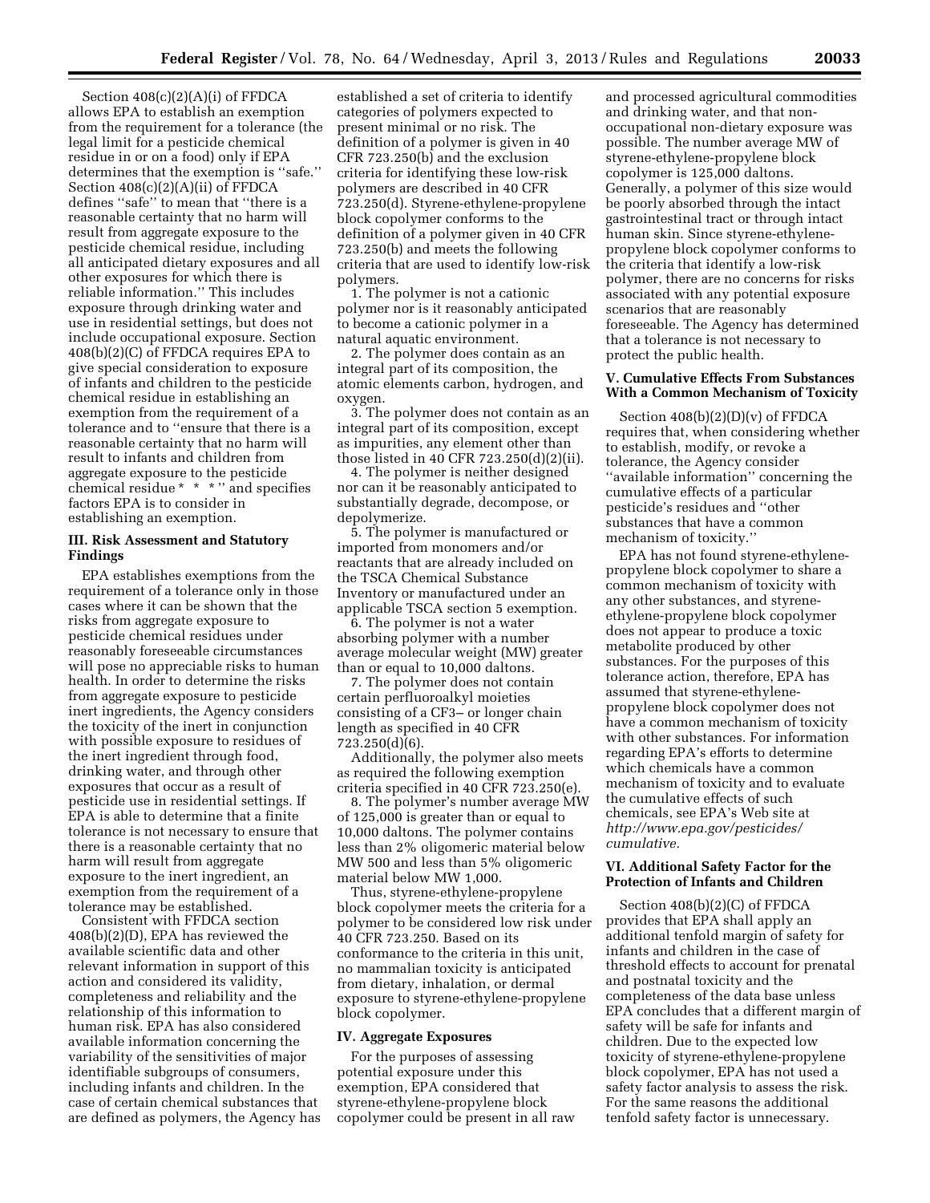Section 408(c)(2)(A)(i) of FFDCA allows EPA to establish an exemption from the requirement for a tolerance (the legal limit for a pesticide chemical residue in or on a food) only if EPA determines that the exemption is "safe." Section 408(c)(2)(A)(ii) of FFDCA defines "safe" to mean that "there is a reasonable certainty that no harm will result from aggregate exposure to the pesticide chemical residue, including all anticipated dietary exposures and all other exposures for which there is reliable information." This includes exposure through drinking water and use in residential settings, but does not include occupational exposure. Section 408(b)(2)(C) of FFDCA requires EPA to give special consideration to exposure of infants and children to the pesticide chemical residue in establishing an exemption from the requirement of a tolerance and to "ensure that there is a reasonable certainty that no harm will result to infants and children from aggregate exposure to the pesticide chemical residue * * *" and specifies factors EPA is to consider in establishing an exemption.

## III. Risk Assessment and Statutory Findings

EPA establishes exemptions from the requirement of a tolerance only in those cases where it can be shown that the risks from aggregate exposure to pesticide chemical residues under reasonably foreseeable circumstances will pose no appreciable risks to human health. In order to determine the risks from aggregate exposure to pesticide inert ingredients, the Agency considers the toxicity of the inert in conjunction with possible exposure to residues of the inert ingredient through food, drinking water, and through other exposures that occur as a result of pesticide use in residential settings. If EPA is able to determine that a finite tolerance is not necessary to ensure that there is a reasonable certainty that no harm will result from aggregate exposure to the inert ingredient, an exemption from the requirement of a tolerance may be established.

Consistent with FFDCA section 408(b)(2)(D), EPA has reviewed the available scientific data and other relevant information in support of this action and considered its validity, completeness and reliability and the relationship of this information to human risk. EPA has also considered available information concerning the variability of the sensitivities of major identifiable subgroups of consumers, including infants and children. In the case of certain chemical substances that are defined as polymers, the Agency has established a set of criteria to identify categories of polymers expected to present minimal or no risk. The definition of a polymer is given in 40 CFR 723.250(b) and the exclusion criteria for identifying these low-risk polymers are described in 40 CFR 723.250(d). Styrene-ethylene-propylene block copolymer conforms to the definition of a polymer given in 40 CFR 723.250(b) and meets the following criteria that are used to identify low-risk polymers.

1. The polymer is not a cationic polymer nor is it reasonably anticipated to become a cationic polymer in a natural aquatic environment.
2. The polymer does contain as an integral part of its composition, the atomic elements carbon, hydrogen, and oxygen.
3. The polymer does not contain as an integral part of its composition, except as impurities, any element other than those listed in 40 CFR 723.250(d)(2)(ii).
4. The polymer is neither designed nor can it be reasonably anticipated to substantially degrade, decompose, or depolymerize.
5. The polymer is manufactured or imported from monomers and/or reactants that are already included on the TSCA Chemical Substance Inventory or manufactured under an applicable TSCA section 5 exemption.
6. The polymer is not a water absorbing polymer with a number average molecular weight (MW) greater than or equal to 10,000 daltons.
7. The polymer does not contain certain perfluoroalkyl moieties consisting of a $CF_3$– or longer chain length as specified in 40 CFR 723.250(d)(6).

Additionally, the polymer also meets as required the following exemption criteria specified in 40 CFR 723.250(e).

8. The polymer's number average MW of 125,000 is greater than or equal to 10,000 daltons. The polymer contains less than 2% oligomeric material below MW 500 and less than 5% oligomeric material below MW 1,000.

Thus, styrene-ethylene-propylene block copolymer meets the criteria for a polymer to be considered low risk under 40 CFR 723.250. Based on its conformance to the criteria in this unit, no mammalian toxicity is anticipated from dietary, inhalation, or dermal exposure to styrene-ethylene-propylene block copolymer.

## IV. Aggregate Exposures

For the purposes of assessing potential exposure under this exemption, EPA considered that styrene-ethylene-propylene block copolymer could be present in all raw and processed agricultural commodities and drinking water, and that non-occupational non-dietary exposure was possible. The number average MW of styrene-ethylene-propylene block copolymer is 125,000 daltons. Generally, a polymer of this size would be poorly absorbed through the intact gastrointestinal tract or through intact human skin. Since styrene-ethylene-propylene block copolymer conforms to the criteria that identify a low-risk polymer, there are no concerns for risks associated with any potential exposure scenarios that are reasonably foreseeable. The Agency has determined that a tolerance is not necessary to protect the public health.

## V. Cumulative Effects From Substances With a Common Mechanism of Toxicity

Section 408(b)(2)(D)(v) of FFDCA requires that, when considering whether to establish, modify, or revoke a tolerance, the Agency consider "available information" concerning the cumulative effects of a particular pesticide's residues and "other substances that have a common mechanism of toxicity."

EPA has not found styrene-ethylene-propylene block copolymer to share a common mechanism of toxicity with any other substances, and styrene-ethylene-propylene block copolymer does not appear to produce a toxic metabolite produced by other substances. For the purposes of this tolerance action, therefore, EPA has assumed that styrene-ethylene-propylene block copolymer does not have a common mechanism of toxicity with other substances. For information regarding EPA's efforts to determine which chemicals have a common mechanism of toxicity and to evaluate the cumulative effects of such chemicals, see EPA's Web site at *http://www.epa.gov/pesticides/cumulative.*

## VI. Additional Safety Factor for the Protection of Infants and Children

Section 408(b)(2)(C) of FFDCA provides that EPA shall apply an additional tenfold margin of safety for infants and children in the case of threshold effects to account for prenatal and postnatal toxicity and the completeness of the data base unless EPA concludes that a different margin of safety will be safe for infants and children. Due to the expected low toxicity of styrene-ethylene-propylene block copolymer, EPA has not used a safety factor analysis to assess the risk. For the same reasons the additional tenfold safety factor is unnecessary.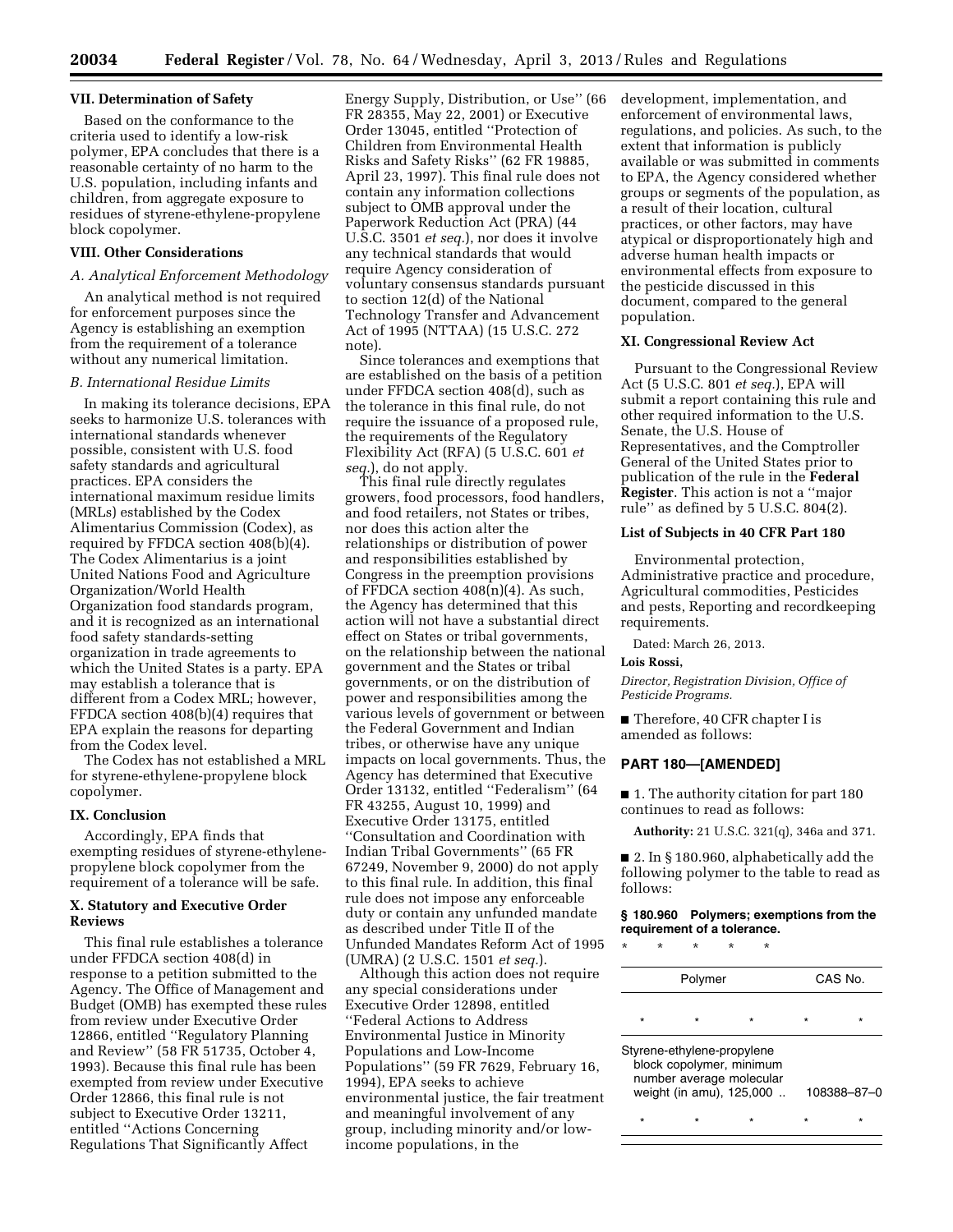## VII. Determination of Safety

Based on the conformance to the criteria used to identify a low-risk polymer, EPA concludes that there is a reasonable certainty of no harm to the U.S. population, including infants and children, from aggregate exposure to residues of styrene-ethylene-propylene block copolymer.

## VIII. Other Considerations

### *A. Analytical Enforcement Methodology*

An analytical method is not required for enforcement purposes since the Agency is establishing an exemption from the requirement of a tolerance without any numerical limitation.

### *B. International Residue Limits*

In making its tolerance decisions, EPA seeks to harmonize U.S. tolerances with international standards whenever possible, consistent with U.S. food safety standards and agricultural practices. EPA considers the international maximum residue limits (MRLs) established by the Codex Alimentarius Commission (Codex), as required by FFDCA section 408(b)(4). The Codex Alimentarius is a joint United Nations Food and Agriculture Organization/World Health Organization food standards program, and it is recognized as an international food safety standards-setting organization in trade agreements to which the United States is a party. EPA may establish a tolerance that is different from a Codex MRL; however, FFDCA section 408(b)(4) requires that EPA explain the reasons for departing from the Codex level.

The Codex has not established a MRL for styrene-ethylene-propylene block copolymer.

## IX. Conclusion

Accordingly, EPA finds that exempting residues of styrene-ethylene-propylene block copolymer from the requirement of a tolerance will be safe.

## X. Statutory and Executive Order Reviews

This final rule establishes a tolerance under FFDCA section 408(d) in response to a petition submitted to the Agency. The Office of Management and Budget (OMB) has exempted these rules from review under Executive Order 12866, entitled ''Regulatory Planning and Review'' (58 FR 51735, October 4, 1993). Because this final rule has been exempted from review under Executive Order 12866, this final rule is not subject to Executive Order 13211, entitled ''Actions Concerning Regulations That Significantly Affect Energy Supply, Distribution, or Use'' (66 FR 28355, May 22, 2001) or Executive Order 13045, entitled ''Protection of Children from Environmental Health Risks and Safety Risks'' (62 FR 19885, April 23, 1997). This final rule does not contain any information collections subject to OMB approval under the Paperwork Reduction Act (PRA) (44 U.S.C. 3501 *et seq.*), nor does it involve any technical standards that would require Agency consideration of voluntary consensus standards pursuant to section 12(d) of the National Technology Transfer and Advancement Act of 1995 (NTTAA) (15 U.S.C. 272 note).

Since tolerances and exemptions that are established on the basis of a petition under FFDCA section 408(d), such as the tolerance in this final rule, do not require the issuance of a proposed rule, the requirements of the Regulatory Flexibility Act (RFA) (5 U.S.C. 601 *et seq.*), do not apply.

This final rule directly regulates growers, food processors, food handlers, and food retailers, not States or tribes, nor does this action alter the relationships or distribution of power and responsibilities established by Congress in the preemption provisions of FFDCA section 408(n)(4). As such, the Agency has determined that this action will not have a substantial direct effect on States or tribal governments, on the relationship between the national government and the States or tribal governments, or on the distribution of power and responsibilities among the various levels of government or between the Federal Government and Indian tribes, or otherwise have any unique impacts on local governments. Thus, the Agency has determined that Executive Order 13132, entitled ''Federalism'' (64 FR 43255, August 10, 1999) and Executive Order 13175, entitled ''Consultation and Coordination with Indian Tribal Governments'' (65 FR 67249, November 9, 2000) do not apply to this final rule. In addition, this final rule does not impose any enforceable duty or contain any unfunded mandate as described under Title II of the Unfunded Mandates Reform Act of 1995 (UMRA) (2 U.S.C. 1501 *et seq.*).

Although this action does not require any special considerations under Executive Order 12898, entitled ''Federal Actions to Address Environmental Justice in Minority Populations and Low-Income Populations'' (59 FR 7629, February 16, 1994), EPA seeks to achieve environmental justice, the fair treatment and meaningful involvement of any group, including minority and/or low-income populations, in the development, implementation, and enforcement of environmental laws, regulations, and policies. As such, to the extent that information is publicly available or was submitted in comments to EPA, the Agency considered whether groups or segments of the population, as a result of their location, cultural practices, or other factors, may have atypical or disproportionately high and adverse human health impacts or environmental effects from exposure to the pesticide discussed in this document, compared to the general population.

## XI. Congressional Review Act

Pursuant to the Congressional Review Act (5 U.S.C. 801 *et seq.*), EPA will submit a report containing this rule and other required information to the U.S. Senate, the U.S. House of Representatives, and the Comptroller General of the United States prior to publication of the rule in the **Federal Register**. This action is not a ''major rule'' as defined by 5 U.S.C. 804(2).

## List of Subjects in 40 CFR Part 180

Environmental protection, Administrative practice and procedure, Agricultural commodities, Pesticides and pests, Reporting and recordkeeping requirements.

Dated: March 26, 2013.

**Lois Rossi,**

*Director, Registration Division, Office of Pesticide Programs.*

■ Therefore, 40 CFR chapter I is amended as follows:

## PART 180—[AMENDED]

■ 1. The authority citation for part 180 continues to read as follows:

**Authority:** 21 U.S.C. 321(q), 346a and 371.

■ 2. In § 180.960, alphabetically add the following polymer to the table to read as follows:

**§ 180.960 Polymers; exemptions from the requirement of a tolerance.**

\* \* \* \* \*

| Polymer | CAS No. |
|---|---|
| \* \* \* | \* \* |
| Styrene-ethylene-propylene block copolymer, minimum number average molecular weight (in amu), 125,000 .. | 108388–87–0 |
| \* \* \* | \* \* |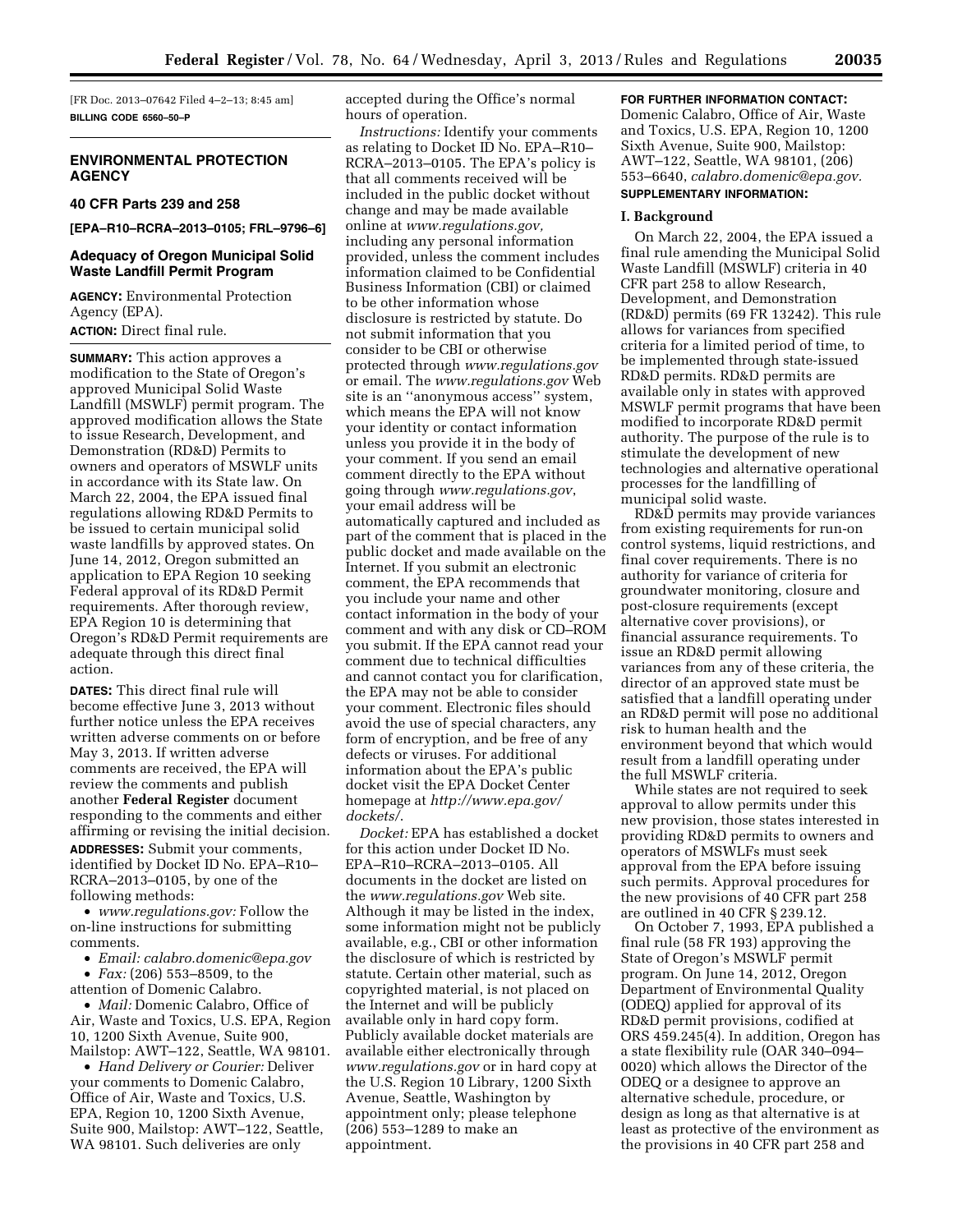[FR Doc. 2013–07642 Filed 4–2–13; 8:45 am]

**BILLING CODE 6560–50–P**

## ENVIRONMENTAL PROTECTION AGENCY

### 40 CFR Parts 239 and 258

**[EPA–R10–RCRA–2013–0105; FRL–9796–6]**

### Adequacy of Oregon Municipal Solid Waste Landfill Permit Program

**AGENCY:** Environmental Protection Agency (EPA).

**ACTION:** Direct final rule.

**SUMMARY:** This action approves a modification to the State of Oregon's approved Municipal Solid Waste Landfill (MSWLF) permit program. The approved modification allows the State to issue Research, Development, and Demonstration (RD&D) Permits to owners and operators of MSWLF units in accordance with its State law. On March 22, 2004, the EPA issued final regulations allowing RD&D Permits to be issued to certain municipal solid waste landfills by approved states. On June 14, 2012, Oregon submitted an application to EPA Region 10 seeking Federal approval of its RD&D Permit requirements. After thorough review, EPA Region 10 is determining that Oregon's RD&D Permit requirements are adequate through this direct final action.

**DATES:** This direct final rule will become effective June 3, 2013 without further notice unless the EPA receives written adverse comments on or before May 3, 2013. If written adverse comments are received, the EPA will review the comments and publish another **Federal Register** document responding to the comments and either affirming or revising the initial decision.

**ADDRESSES:** Submit your comments, identified by Docket ID No. EPA–R10–RCRA–2013–0105, by one of the following methods:

- *www.regulations.gov:* Follow the on-line instructions for submitting comments.
- *Email: calabro.domenic@epa.gov*
- *Fax:* (206) 553–8509, to the attention of Domenic Calabro.
- *Mail:* Domenic Calabro, Office of Air, Waste and Toxics, U.S. EPA, Region 10, 1200 Sixth Avenue, Suite 900, Mailstop: AWT–122, Seattle, WA 98101.
- *Hand Delivery or Courier:* Deliver your comments to Domenic Calabro, Office of Air, Waste and Toxics, U.S. EPA, Region 10, 1200 Sixth Avenue, Suite 900, Mailstop: AWT–122, Seattle, WA 98101. Such deliveries are only accepted during the Office's normal hours of operation.

*Instructions:* Identify your comments as relating to Docket ID No. EPA–R10–RCRA–2013–0105. The EPA's policy is that all comments received will be included in the public docket without change and may be made available online at *www.regulations.gov,* including any personal information provided, unless the comment includes information claimed to be Confidential Business Information (CBI) or claimed to be other information whose disclosure is restricted by statute. Do not submit information that you consider to be CBI or otherwise protected through *www.regulations.gov* or email. The *www.regulations.gov* Web site is an ''anonymous access'' system, which means the EPA will not know your identity or contact information unless you provide it in the body of your comment. If you send an email comment directly to the EPA without going through *www.regulations.gov*, your email address will be automatically captured and included as part of the comment that is placed in the public docket and made available on the Internet. If you submit an electronic comment, the EPA recommends that you include your name and other contact information in the body of your comment and with any disk or CD–ROM you submit. If the EPA cannot read your comment due to technical difficulties and cannot contact you for clarification, the EPA may not be able to consider your comment. Electronic files should avoid the use of special characters, any form of encryption, and be free of any defects or viruses. For additional information about the EPA's public docket visit the EPA Docket Center homepage at *http://www.epa.gov/dockets/.*

*Docket:* EPA has established a docket for this action under Docket ID No. EPA–R10–RCRA–2013–0105. All documents in the docket are listed on the *www.regulations.gov* Web site. Although it may be listed in the index, some information might not be publicly available, e.g., CBI or other information the disclosure of which is restricted by statute. Certain other material, such as copyrighted material, is not placed on the Internet and will be publicly available only in hard copy form. Publicly available docket materials are available either electronically through *www.regulations.gov* or in hard copy at the U.S. Region 10 Library, 1200 Sixth Avenue, Seattle, Washington by appointment only; please telephone (206) 553–1289 to make an appointment.

**FOR FURTHER INFORMATION CONTACT:** Domenic Calabro, Office of Air, Waste and Toxics, U.S. EPA, Region 10, 1200 Sixth Avenue, Suite 900, Mailstop: AWT–122, Seattle, WA 98101, (206) 553–6640, *calabro.domenic@epa.gov.*

**SUPPLEMENTARY INFORMATION:**

#### I. Background

On March 22, 2004, the EPA issued a final rule amending the Municipal Solid Waste Landfill (MSWLF) criteria in 40 CFR part 258 to allow Research, Development, and Demonstration (RD&D) permits (69 FR 13242). This rule allows for variances from specified criteria for a limited period of time, to be implemented through state-issued RD&D permits. RD&D permits are available only in states with approved MSWLF permit programs that have been modified to incorporate RD&D permit authority. The purpose of the rule is to stimulate the development of new technologies and alternative operational processes for the landfilling of municipal solid waste.

RD&D permits may provide variances from existing requirements for run-on control systems, liquid restrictions, and final cover requirements. There is no authority for variance of criteria for groundwater monitoring, closure and post-closure requirements (except alternative cover provisions), or financial assurance requirements. To issue an RD&D permit allowing variances from any of these criteria, the director of an approved state must be satisfied that a landfill operating under an RD&D permit will pose no additional risk to human health and the environment beyond that which would result from a landfill operating under the full MSWLF criteria.

While states are not required to seek approval to allow permits under this new provision, those states interested in providing RD&D permits to owners and operators of MSWLFs must seek approval from the EPA before issuing such permits. Approval procedures for the new provisions of 40 CFR part 258 are outlined in 40 CFR § 239.12.

On October 7, 1993, EPA published a final rule (58 FR 193) approving the State of Oregon's MSWLF permit program. On June 14, 2012, Oregon Department of Environmental Quality (ODEQ) applied for approval of its RD&D permit provisions, codified at ORS 459.245(4). In addition, Oregon has a state flexibility rule (OAR 340–094–0020) which allows the Director of the ODEQ or a designee to approve an alternative schedule, procedure, or design as long as that alternative is at least as protective of the environment as the provisions in 40 CFR part 258 and